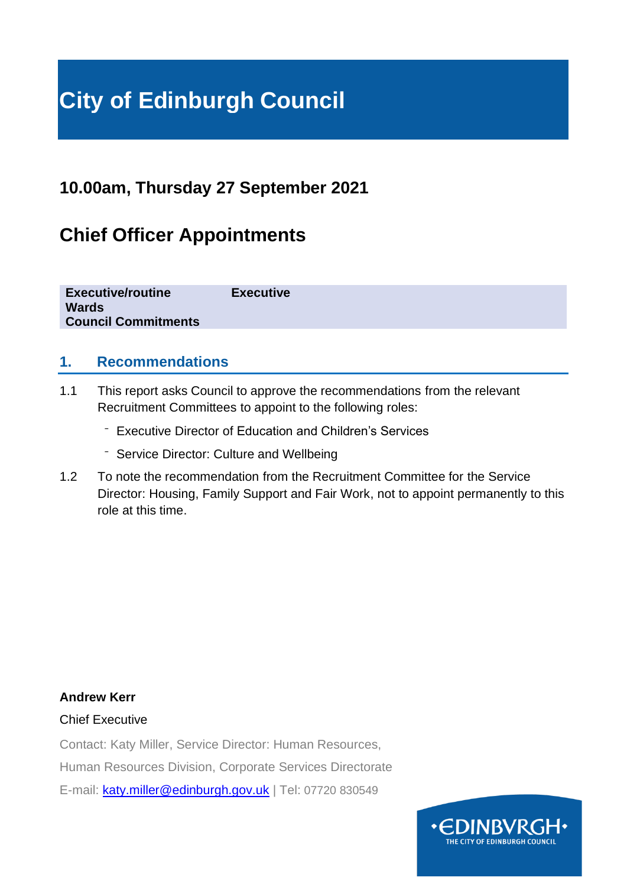# City of Edinburgh Council

## 10.00am, Thursday 27 September 2021

## Chief Officer Appointments

| | |
|---|---|
| **Executive/routine** | **Executive** |
| **Wards** | |
| **Council Commitments** | |

### 1. Recommendations

1.1 This report asks Council to approve the recommendations from the relevant Recruitment Committees to appoint to the following roles:

- Executive Director of Education and Children's Services
- Service Director: Culture and Wellbeing

1.2 To note the recommendation from the Recruitment Committee for the Service Director: Housing, Family Support and Fair Work, not to appoint permanently to this role at this time.

**Andrew Kerr**

Chief Executive

Contact: Katy Miller, Service Director: Human Resources,

Human Resources Division, Corporate Services Directorate

E-mail: katy.miller@edinburgh.gov.uk | Tel: 07720 830549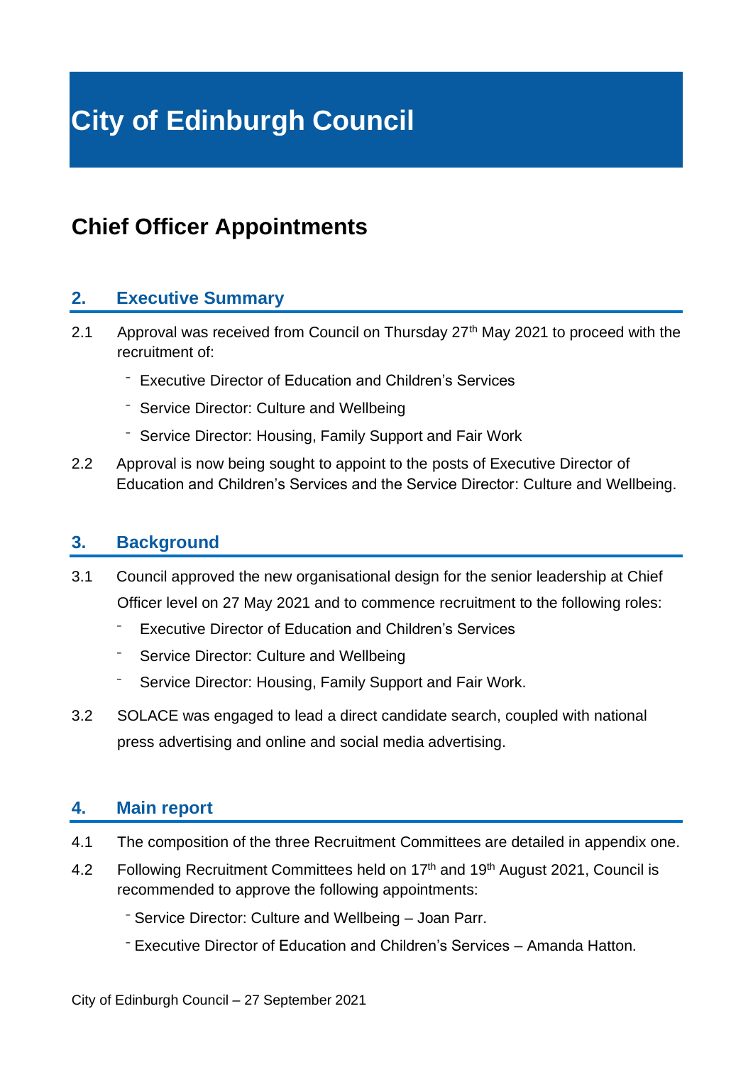# City of Edinburgh Council

## Chief Officer Appointments

### 2. Executive Summary

2.1 Approval was received from Council on Thursday 27th May 2021 to proceed with the recruitment of:

- Executive Director of Education and Children's Services
- Service Director: Culture and Wellbeing
- Service Director: Housing, Family Support and Fair Work

2.2 Approval is now being sought to appoint to the posts of Executive Director of Education and Children's Services and the Service Director: Culture and Wellbeing.

### 3. Background

3.1 Council approved the new organisational design for the senior leadership at Chief Officer level on 27 May 2021 and to commence recruitment to the following roles:

- Executive Director of Education and Children's Services
- Service Director: Culture and Wellbeing
- Service Director: Housing, Family Support and Fair Work.

3.2 SOLACE was engaged to lead a direct candidate search, coupled with national press advertising and online and social media advertising.

### 4. Main report

4.1 The composition of the three Recruitment Committees are detailed in appendix one.

4.2 Following Recruitment Committees held on 17th and 19th August 2021, Council is recommended to approve the following appointments:

- Service Director: Culture and Wellbeing – Joan Parr.
- Executive Director of Education and Children's Services – Amanda Hatton.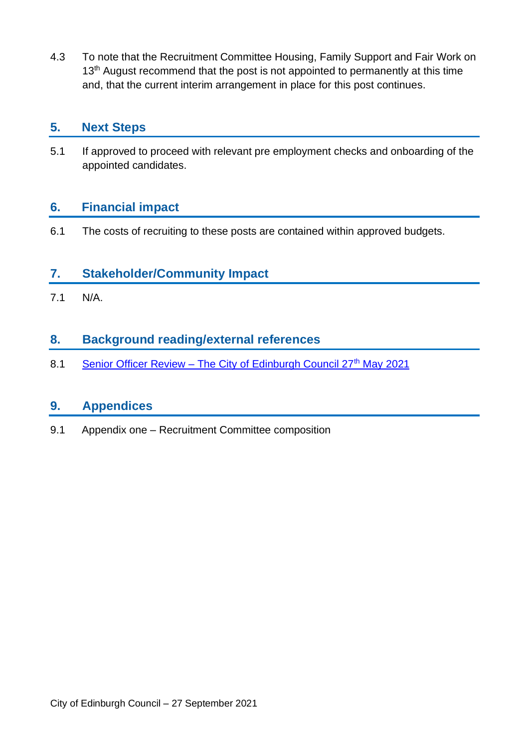4.3 To note that the Recruitment Committee Housing, Family Support and Fair Work on 13th August recommend that the post is not appointed to permanently at this time and, that the current interim arrangement in place for this post continues.

## 5. Next Steps

5.1 If approved to proceed with relevant pre employment checks and onboarding of the appointed candidates.

## 6. Financial impact

6.1 The costs of recruiting to these posts are contained within approved budgets.

## 7. Stakeholder/Community Impact

7.1 N/A.

## 8. Background reading/external references

8.1 Senior Officer Review – The City of Edinburgh Council 27th May 2021

## 9. Appendices

9.1 Appendix one – Recruitment Committee composition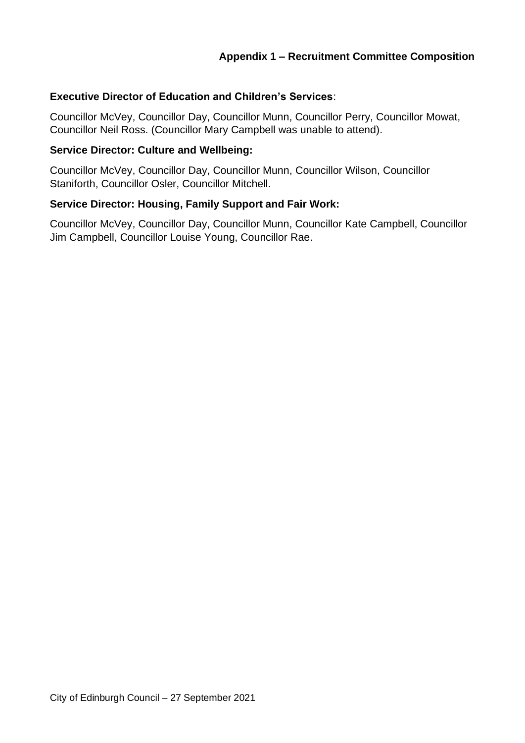## Appendix 1 – Recruitment Committee Composition

**Executive Director of Education and Children's Services**:

Councillor McVey, Councillor Day, Councillor Munn, Councillor Perry, Councillor Mowat, Councillor Neil Ross. (Councillor Mary Campbell was unable to attend).

**Service Director: Culture and Wellbeing:**

Councillor McVey, Councillor Day, Councillor Munn, Councillor Wilson, Councillor Staniforth, Councillor Osler, Councillor Mitchell.

**Service Director: Housing, Family Support and Fair Work:**

Councillor McVey, Councillor Day, Councillor Munn, Councillor Kate Campbell, Councillor Jim Campbell, Councillor Louise Young, Councillor Rae.